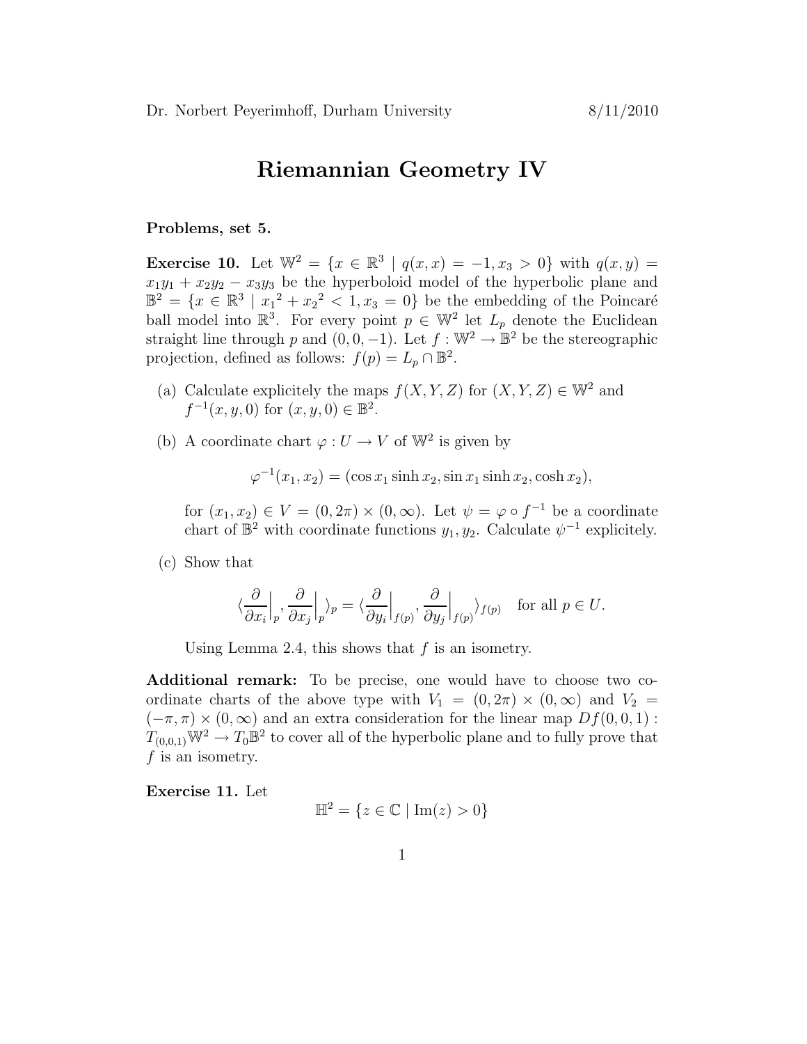Dr. Norbert Peyerimhoff, Durham University 8/11/2010

# Riemannian Geometry IV

**Problems, set 5.**

**Exercise 10.** Let $\mathbb{W}^2 = \{x \in \mathbb{R}^3 \mid q(x,x) = -1, x_3 > 0\}$ with $q(x,y) = x_1y_1 + x_2y_2 - x_3y_3$ be the hyperboloid model of the hyperbolic plane and $\mathbb{B}^2 = \{x \in \mathbb{R}^3 \mid {x_1}^2 + {x_2}^2 < 1, x_3 = 0\}$ be the embedding of the Poincaré ball model into $\mathbb{R}^3$. For every point $p \in \mathbb{W}^2$ let $L_p$ denote the Euclidean straight line through $p$ and $(0,0,-1)$. Let $f : \mathbb{W}^2 \to \mathbb{B}^2$ be the stereographic projection, defined as follows: $f(p) = L_p \cap \mathbb{B}^2$.

(a) Calculate explicitely the maps $f(X,Y,Z)$ for $(X,Y,Z) \in \mathbb{W}^2$ and $f^{-1}(x,y,0)$ for $(x,y,0) \in \mathbb{B}^2$.

(b) A coordinate chart $\varphi : U \to V$ of $\mathbb{W}^2$ is given by

$$\varphi^{-1}(x_1,x_2) = (\cos x_1 \sinh x_2, \sin x_1 \sinh x_2, \cosh x_2),$$

for $(x_1,x_2) \in V = (0,2\pi) \times (0,\infty)$. Let $\psi = \varphi \circ f^{-1}$ be a coordinate chart of $\mathbb{B}^2$ with coordinate functions $y_1, y_2$. Calculate $\psi^{-1}$ explicitely.

(c) Show that

$$\langle \frac{\partial}{\partial x_i}\Big|_p, \frac{\partial}{\partial x_j}\Big|_p \rangle_p = \langle \frac{\partial}{\partial y_i}\Big|_{f(p)}, \frac{\partial}{\partial y_j}\Big|_{f(p)} \rangle_{f(p)} \quad \text{for all } p \in U.$$

Using Lemma 2.4, this shows that $f$ is an isometry.

**Additional remark:** To be precise, one would have to choose two coordinate charts of the above type with $V_1 = (0,2\pi) \times (0,\infty)$ and $V_2 = (-\pi,\pi) \times (0,\infty)$ and an extra consideration for the linear map $Df(0,0,1) : T_{(0,0,1)}\mathbb{W}^2 \to T_0\mathbb{B}^2$ to cover all of the hyperbolic plane and to fully prove that $f$ is an isometry.

**Exercise 11.** Let

$$\mathbb{H}^2 = \{z \in \mathbb{C} \mid \text{Im}(z) > 0\}$$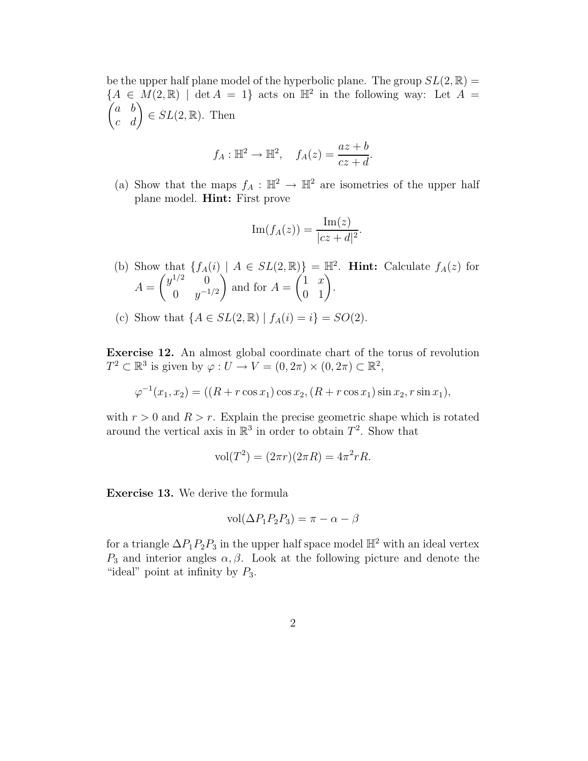be the upper half plane model of the hyperbolic plane. The group $SL(2,\mathbb{R}) = \{A \in M(2,\mathbb{R}) \mid \det A = 1\}$ acts on $\mathbb{H}^2$ in the following way: Let $A = \begin{pmatrix} a & b \\ c & d \end{pmatrix} \in SL(2,\mathbb{R})$. Then

$$f_A : \mathbb{H}^2 \to \mathbb{H}^2, \quad f_A(z) = \frac{az+b}{cz+d}.$$

(a) Show that the maps $f_A : \mathbb{H}^2 \to \mathbb{H}^2$ are isometries of the upper half plane model. **Hint:** First prove

$$\mathrm{Im}(f_A(z)) = \frac{\mathrm{Im}(z)}{|cz+d|^2}.$$

(b) Show that $\{f_A(i) \mid A \in SL(2,\mathbb{R})\} = \mathbb{H}^2$. **Hint:** Calculate $f_A(z)$ for $A = \begin{pmatrix} y^{1/2} & 0 \\ 0 & y^{-1/2} \end{pmatrix}$ and for $A = \begin{pmatrix} 1 & x \\ 0 & 1 \end{pmatrix}$.

(c) Show that $\{A \in SL(2,\mathbb{R}) \mid f_A(i) = i\} = SO(2)$.

**Exercise 12.** An almost global coordinate chart of the torus of revolution $T^2 \subset \mathbb{R}^3$ is given by $\varphi : U \to V = (0,2\pi) \times (0,2\pi) \subset \mathbb{R}^2$,

$$\varphi^{-1}(x_1,x_2) = ((R + r\cos x_1)\cos x_2, (R + r\cos x_1)\sin x_2, r\sin x_1),$$

with $r > 0$ and $R > r$. Explain the precise geometric shape which is rotated around the vertical axis in $\mathbb{R}^3$ in order to obtain $T^2$. Show that

$$\mathrm{vol}(T^2) = (2\pi r)(2\pi R) = 4\pi^2 rR.$$

**Exercise 13.** We derive the formula

$$\mathrm{vol}(\Delta P_1P_2P_3) = \pi - \alpha - \beta$$

for a triangle $\Delta P_1P_2P_3$ in the upper half space model $\mathbb{H}^2$ with an ideal vertex $P_3$ and interior angles $\alpha, \beta$. Look at the following picture and denote the "ideal" point at infinity by $P_3$.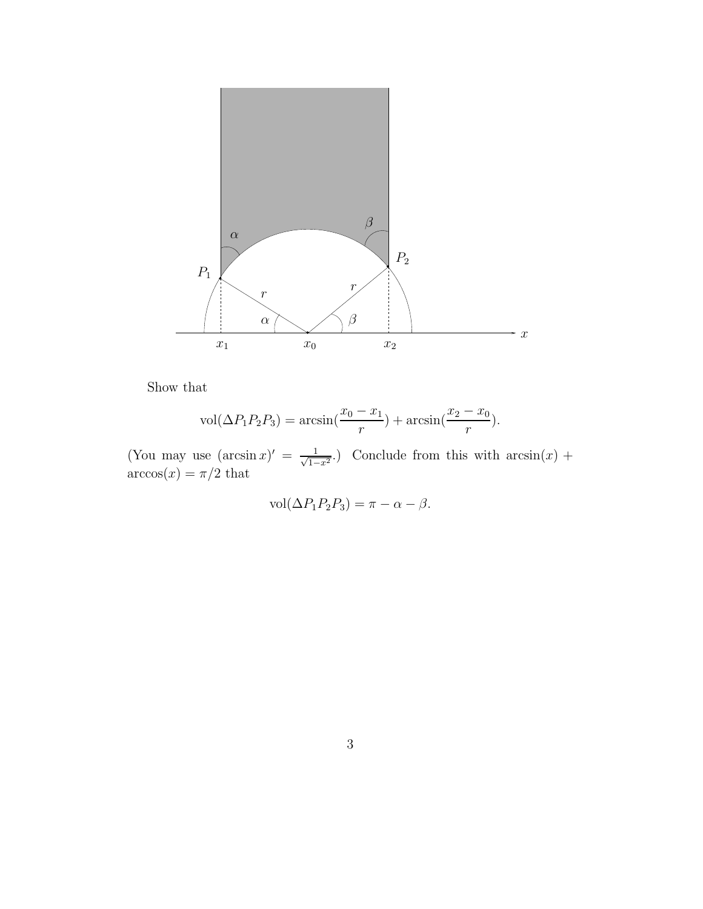$\alpha$

$\beta$

$P_1$

$P_2$

$r$

$r$

$\alpha$

$\beta$

$x_1$

$x_0$

$x_2$

$x$

Show that

$$\mathrm{vol}(\Delta P_1 P_2 P_3) = \arcsin(\frac{x_0 - x_1}{r}) + \arcsin(\frac{x_2 - x_0}{r}).$$

(You may use $(\arcsin x)' = \frac{1}{\sqrt{1-x^2}}$.) Conclude from this with $\arcsin(x) + \arccos(x) = \pi/2$ that

$$\mathrm{vol}(\Delta P_1 P_2 P_3) = \pi - \alpha - \beta.$$